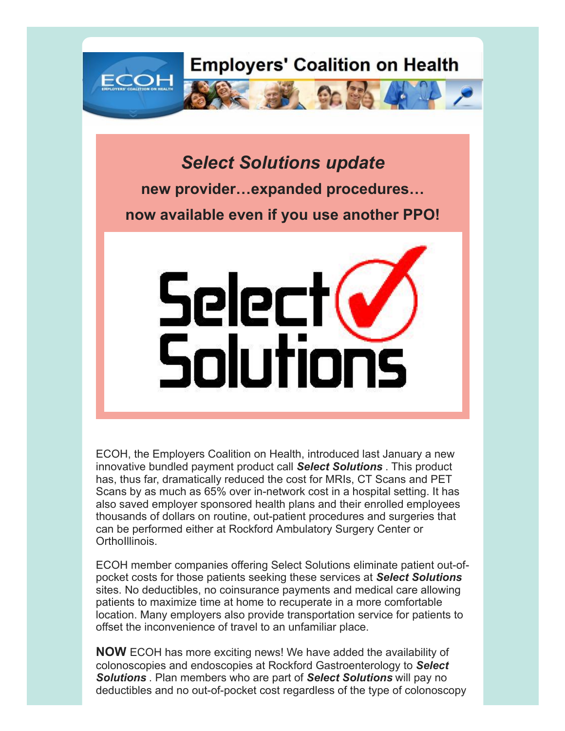# Employers' Coalition on Health

## *Select Solutions update*

**new provider…expanded procedures…**

**now available even if you use another PPO!**

Select Solutions

ECOH, the Employers Coalition on Health, introduced last January a new innovative bundled payment product call ***Select Solutions*** . This product has, thus far, dramatically reduced the cost for MRIs, CT Scans and PET Scans by as much as 65% over in-network cost in a hospital setting. It has also saved employer sponsored health plans and their enrolled employees thousands of dollars on routine, out-patient procedures and surgeries that can be performed either at Rockford Ambulatory Surgery Center or OrthoIllinois.

ECOH member companies offering Select Solutions eliminate patient out-of-pocket costs for those patients seeking these services at ***Select Solutions*** sites. No deductibles, no coinsurance payments and medical care allowing patients to maximize time at home to recuperate in a more comfortable location. Many employers also provide transportation service for patients to offset the inconvenience of travel to an unfamiliar place.

**NOW** ECOH has more exciting news! We have added the availability of colonoscopies and endoscopies at Rockford Gastroenterology to ***Select Solutions*** . Plan members who are part of ***Select Solutions*** will pay no deductibles and no out-of-pocket cost regardless of the type of colonoscopy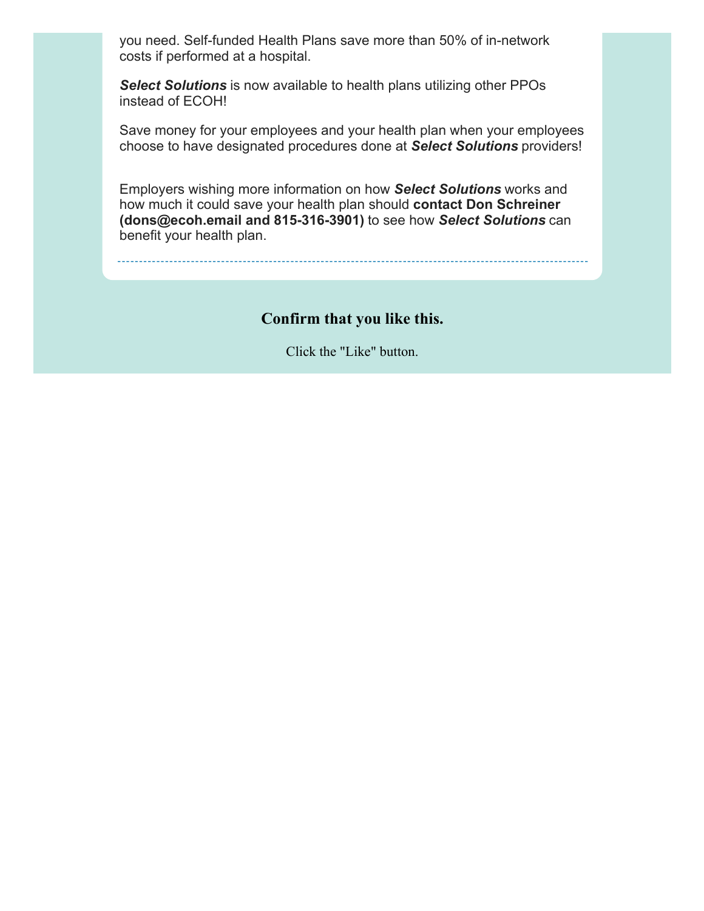you need. Self-funded Health Plans save more than 50% of in-network costs if performed at a hospital.

***Select Solutions*** is now available to health plans utilizing other PPOs instead of ECOH!

Save money for your employees and your health plan when your employees choose to have designated procedures done at ***Select Solutions*** providers!

Employers wishing more information on how ***Select Solutions*** works and how much it could save your health plan should **contact Don Schreiner (dons@ecoh.email and 815-316-3901)** to see how ***Select Solutions*** can benefit your health plan.

---

**Confirm that you like this.**

Click the "Like" button.